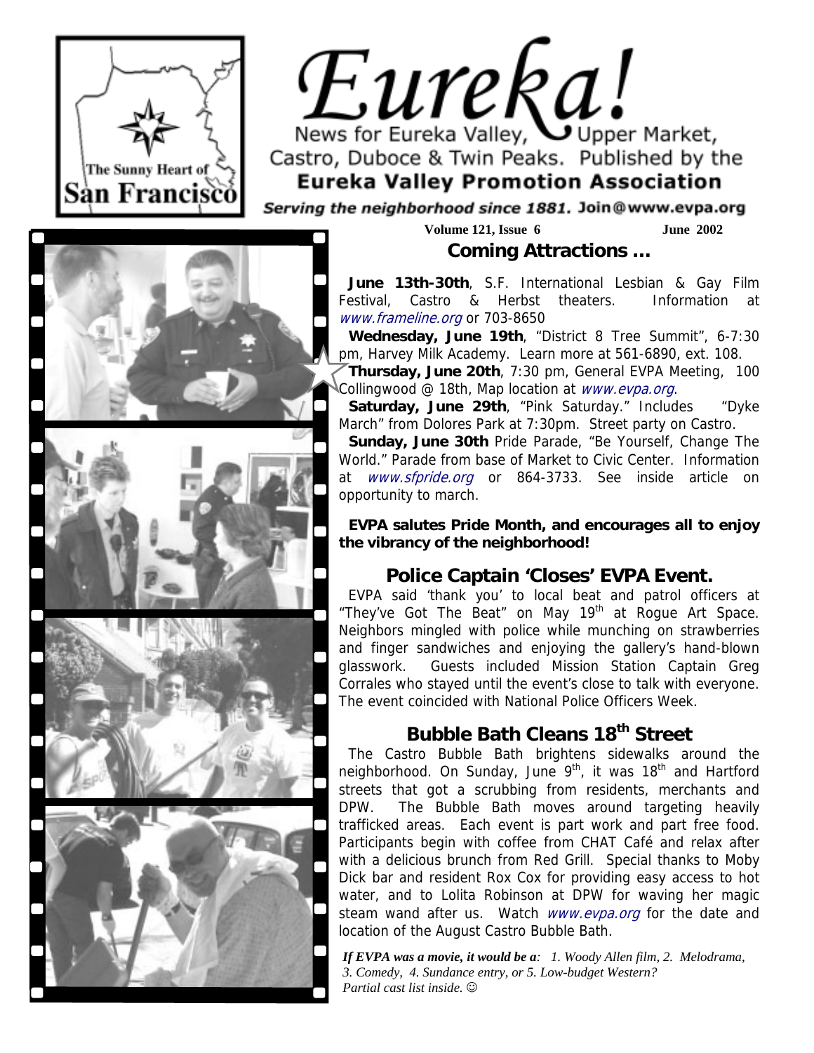# Eureka!

News for Eureka Valley, Upper Market, Castro, Duboce & Twin Peaks. Published by the

**Eureka Valley Promotion Association**

*Serving the neighborhood since 1881.* Join@www.evpa.org

The Sunny Heart of San Francisco

**Volume 121, Issue 6** **June 2002**

## Coming Attractions …

**June 13th-30th**, S.F. International Lesbian & Gay Film Festival, Castro & Herbst theaters. Information at *www.frameline.org* or 703-8650

**Wednesday, June 19th**, "District 8 Tree Summit", 6-7:30 pm, Harvey Milk Academy. Learn more at 561-6890, ext. 108.

**Thursday, June 20th**, 7:30 pm, General EVPA Meeting, 100 Collingwood @ 18th, Map location at *www.evpa.org*.

**Saturday, June 29th**, "Pink Saturday." Includes "Dyke March" from Dolores Park at 7:30pm. Street party on Castro.

**Sunday, June 30th** Pride Parade, "Be Yourself, Change The World." Parade from base of Market to Civic Center. Information at *www.sfpride.org* or 864-3733. See inside article on opportunity to march.

**EVPA salutes Pride Month, and encourages all to enjoy the vibrancy of the neighborhood!**

## Police Captain 'Closes' EVPA Event.

EVPA said 'thank you' to local beat and patrol officers at "They've Got The Beat" on May 19th at Rogue Art Space. Neighbors mingled with police while munching on strawberries and finger sandwiches and enjoying the gallery's hand-blown glasswork. Guests included Mission Station Captain Greg Corrales who stayed until the event's close to talk with everyone. The event coincided with National Police Officers Week.

## Bubble Bath Cleans 18th Street

The Castro Bubble Bath brightens sidewalks around the neighborhood. On Sunday, June 9th, it was 18th and Hartford streets that got a scrubbing from residents, merchants and DPW. The Bubble Bath moves around targeting heavily trafficked areas. Each event is part work and part free food. Participants begin with coffee from CHAT Café and relax after with a delicious brunch from Red Grill. Special thanks to Moby Dick bar and resident Rox Cox for providing easy access to hot water, and to Lolita Robinson at DPW for waving her magic steam wand after us. Watch *www.evpa.org* for the date and location of the August Castro Bubble Bath.

***If EVPA was a movie, it would be a****: 1. Woody Allen film, 2. Melodrama, 3. Comedy, 4. Sundance entry, or 5. Low-budget Western? Partial cast list inside.* ☺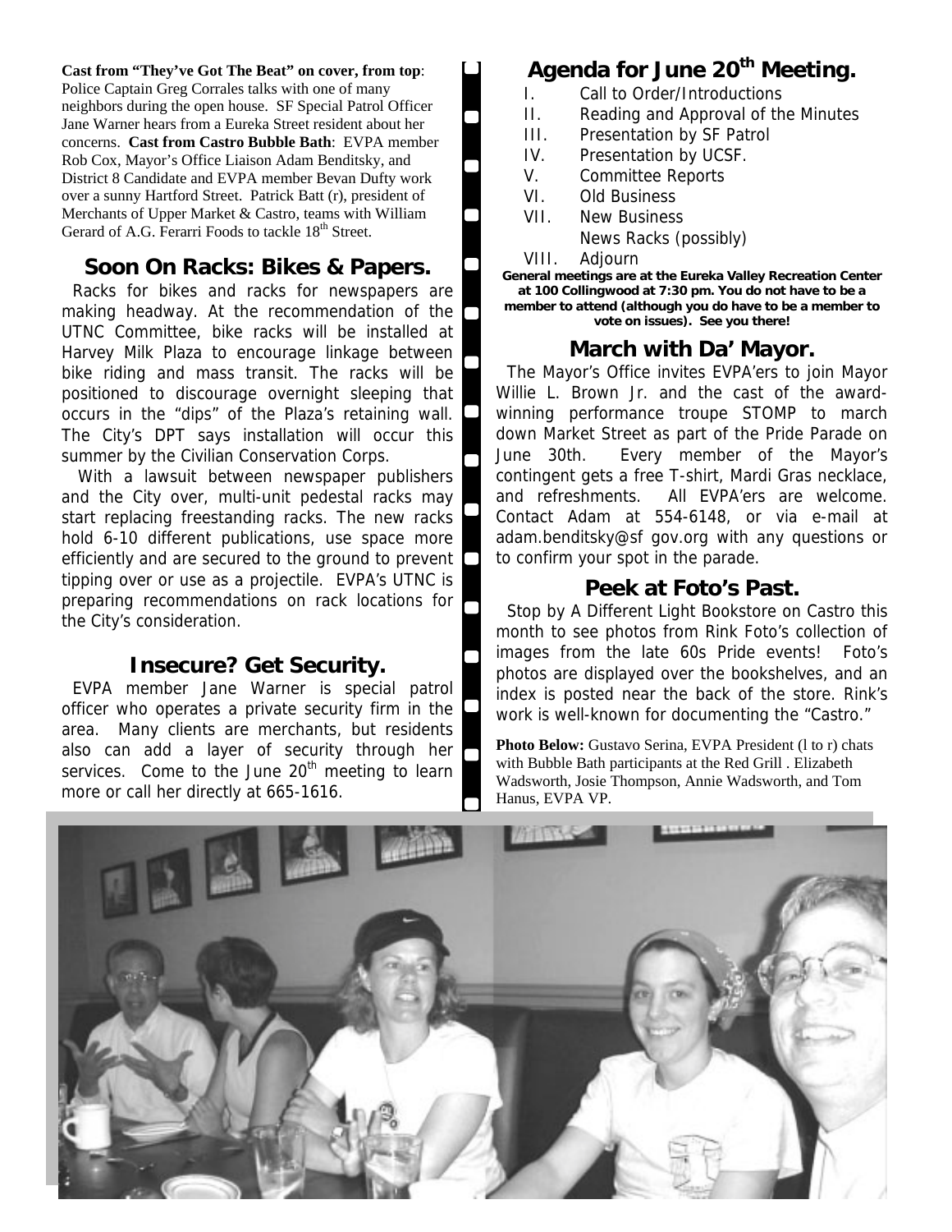**Cast from "They've Got The Beat" on cover, from top**: Police Captain Greg Corrales talks with one of many neighbors during the open house. SF Special Patrol Officer Jane Warner hears from a Eureka Street resident about her concerns. **Cast from Castro Bubble Bath**: EVPA member Rob Cox, Mayor's Office Liaison Adam Benditsky, and District 8 Candidate and EVPA member Bevan Dufty work over a sunny Hartford Street. Patrick Batt (r), president of Merchants of Upper Market & Castro, teams with William Gerard of A.G. Ferarri Foods to tackle 18th Street.

## Soon On Racks: Bikes & Papers.

Racks for bikes and racks for newspapers are making headway. At the recommendation of the UTNC Committee, bike racks will be installed at Harvey Milk Plaza to encourage linkage between bike riding and mass transit. The racks will be positioned to discourage overnight sleeping that occurs in the "dips" of the Plaza's retaining wall. The City's DPT says installation will occur this summer by the Civilian Conservation Corps.

With a lawsuit between newspaper publishers and the City over, multi-unit pedestal racks may start replacing freestanding racks. The new racks hold 6-10 different publications, use space more efficiently and are secured to the ground to prevent tipping over or use as a projectile. EVPA's UTNC is preparing recommendations on rack locations for the City's consideration.

## Insecure? Get Security.

EVPA member Jane Warner is special patrol officer who operates a private security firm in the area. Many clients are merchants, but residents also can add a layer of security through her services. Come to the June 20th meeting to learn more or call her directly at 665-1616.

## Agenda for June 20th Meeting.

I. Call to Order/Introductions
II. Reading and Approval of the Minutes
III. Presentation by SF Patrol
IV. Presentation by UCSF.
V. Committee Reports
VI. Old Business
VII. New Business
News Racks (possibly)
VIII. Adjourn

**General meetings are at the Eureka Valley Recreation Center at 100 Collingwood at 7:30 pm. You do not have to be a member to attend (although you do have to be a member to vote on issues). See you there!**

## March with Da' Mayor.

The Mayor's Office invites EVPA'ers to join Mayor Willie L. Brown Jr. and the cast of the award-winning performance troupe STOMP to march down Market Street as part of the Pride Parade on June 30th. Every member of the Mayor's contingent gets a free T-shirt, Mardi Gras necklace, and refreshments. All EVPA'ers are welcome. Contact Adam at 554-6148, or via e-mail at adam.benditsky@sf gov.org with any questions or to confirm your spot in the parade.

## Peek at Foto's Past.

Stop by A Different Light Bookstore on Castro this month to see photos from Rink Foto's collection of images from the late 60s Pride events! Foto's photos are displayed over the bookshelves, and an index is posted near the back of the store. Rink's work is well-known for documenting the "Castro."

**Photo Below:** Gustavo Serina, EVPA President (l to r) chats with Bubble Bath participants at the Red Grill . Elizabeth Wadsworth, Josie Thompson, Annie Wadsworth, and Tom Hanus, EVPA VP.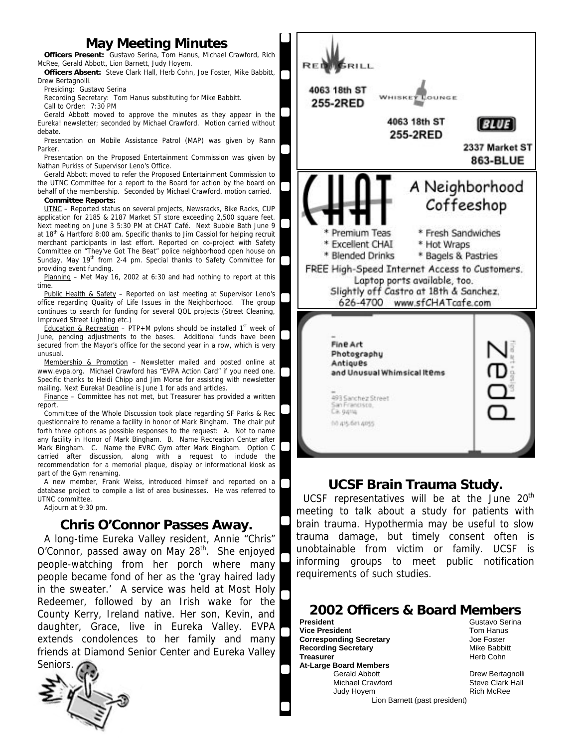## May Meeting Minutes

**Officers Present:** Gustavo Serina, Tom Hanus, Michael Crawford, Rich McRee, Gerald Abbott, Lion Barnett, Judy Hoyem.

**Officers Absent:** Steve Clark Hall, Herb Cohn, Joe Foster, Mike Babbitt, Drew Bertagnolli.

Presiding: Gustavo Serina

Recording Secretary: Tom Hanus substituting for Mike Babbitt.

Call to Order: 7:30 PM

Gerald Abbott moved to approve the minutes as they appear in the Eureka! newsletter; seconded by Michael Crawford. Motion carried without debate.

Presentation on Mobile Assistance Patrol (MAP) was given by Rann Parker.

Presentation on the Proposed Entertainment Commission was given by Nathan Purkiss of Supervisor Leno's Office.

Gerald Abbott moved to refer the Proposed Entertainment Commission to the UTNC Committee for a report to the Board for action by the board on behalf of the membership. Seconded by Michael Crawford, motion carried.

**Committee Reports:**

UTNC – Reported status on several projects, Newsracks, Bike Racks, CUP application for 2185 & 2187 Market ST store exceeding 2,500 square feet. Next meeting on June 3 5:30 PM at CHAT Café. Next Bubble Bath June 9 at 18th & Hartford 8:00 am. Specific thanks to Jim Cassiol for helping recruit merchant participants in last effort. Reported on co-project with Safety Committee on "They've Got The Beat" police neighborhood open house on Sunday, May 19th from 2-4 pm. Special thanks to Safety Committee for providing event funding.

Planning – Met May 16, 2002 at 6:30 and had nothing to report at this time.

Public Health & Safety – Reported on last meeting at Supervisor Leno's office regarding Quality of Life Issues in the Neighborhood. The group continues to search for funding for several QOL projects (Street Cleaning, Improved Street Lighting etc.)

Education & Recreation – PTP+M pylons should be installed 1st week of June, pending adjustments to the bases. Additional funds have been secured from the Mayor's office for the second year in a row, which is very unusual.

Membership & Promotion – Newsletter mailed and posted online at www.evpa.org. Michael Crawford has "EVPA Action Card" if you need one. Specific thanks to Heidi Chipp and Jim Morse for assisting with newsletter mailing. Next Eureka! Deadline is June 1 for ads and articles.

Finance – Committee has not met, but Treasurer has provided a written report.

Committee of the Whole Discussion took place regarding SF Parks & Rec questionnaire to rename a facility in honor of Mark Bingham. The chair put forth three options as possible responses to the request: A. Not to name any facility in Honor of Mark Bingham. B. Name Recreation Center after Mark Bingham. C. Name the EVRC Gym after Mark Bingham. Option C carried after discussion, along with a request to include the recommendation for a memorial plaque, display or informational kiosk as part of the Gym renaming.

A new member, Frank Weiss, introduced himself and reported on a database project to compile a list of area businesses. He was referred to UTNC committee.

Adjourn at 9:30 pm.

## Chris O'Connor Passes Away.

A long-time Eureka Valley resident, Annie "Chris" O'Connor, passed away on May 28th. She enjoyed people-watching from her porch where many people became fond of her as the 'gray haired lady in the sweater.' A service was held at Most Holy Redeemer, followed by an Irish wake for the County Kerry, Ireland native. Her son, Kevin, and daughter, Grace, live in Eureka Valley. EVPA extends condolences to her family and many friends at Diamond Senior Center and Eureka Valley Seniors.

RED GRILL
4063 18th ST
255-2RED

WHISKEY LOUNGE
4063 18th ST
255-2RED

BLUE
2337 Market ST
863-BLUE

CHAT A Neighborhood Coffeeshop

* Premium Teas
* Excellent CHAI
* Blended Drinks
* Fresh Sandwiches
* Hot Wraps
* Bagels & Pastries

FREE High-Speed Internet Access to Customers.
Laptop ports available, too.
Slightly off Castro at 18th & Sanchez.
626-4700 www.sfCHATcafe.com

Zepd fine art + design

Fine Art
Photography
Antiques
and Unusual Whimsical Items

493 Sanchez Street
San Francisco,
Ca 94114

(v) 415.621.4055

## UCSF Brain Trauma Study.

UCSF representatives will be at the June 20th meeting to talk about a study for patients with brain trauma. Hypothermia may be useful to slow trauma damage, but timely consent often is unobtainable from victim or family. UCSF is informing groups to meet public notification requirements of such studies.

## 2002 Officers & Board Members

| | |
|---|---|
| **President** | Gustavo Serina |
| **Vice President** | Tom Hanus |
| **Corresponding Secretary** | Joe Foster |
| **Recording Secretary** | Mike Babbitt |
| **Treasurer** | Herb Cohn |

**At-Large Board Members**

| | |
|---|---|
| Gerald Abbott | Drew Bertagnolli |
| Michael Crawford | Steve Clark Hall |
| Judy Hoyem | Rich McRee |

Lion Barnett (past president)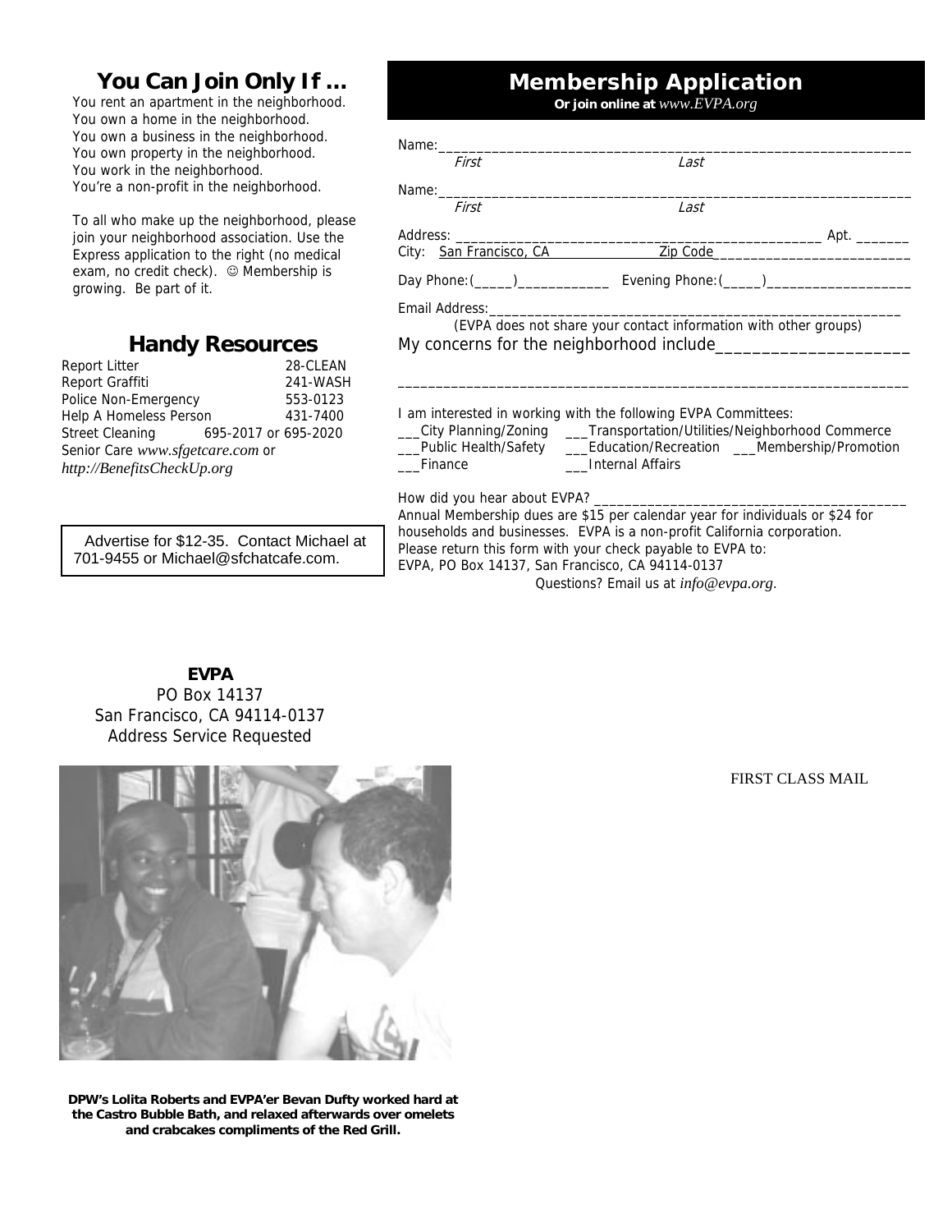## You Can Join Only If ...

You rent an apartment in the neighborhood.
You own a home in the neighborhood.
You own a business in the neighborhood.
You own property in the neighborhood.
You work in the neighborhood.
You're a non-profit in the neighborhood.

To all who make up the neighborhood, please join your neighborhood association. Use the Express application to the right (no medical exam, no credit check). ☺ Membership is growing. Be part of it.

## Handy Resources

| | |
|---|---|
| Report Litter | 28-CLEAN |
| Report Graffiti | 241-WASH |
| Police Non-Emergency | 553-0123 |
| Help A Homeless Person | 431-7400 |
| Street Cleaning | 695-2017 or 695-2020 |

Senior Care *www.sfgetcare.com* or *http://BenefitsCheckUp.org*

Advertise for $12-35. Contact Michael at 701-9455 or Michael@sfchatcafe.com.

## Membership Application

**Or join online at** *www.EVPA.org*

Name:_______________________________________________
First Last

Name:_______________________________________________
First Last

Address: _______________________________________ Apt. _______
City: San Francisco, CA Zip Code_______________________

Day Phone:(_____)___________ Evening Phone:(_____)__________________

Email Address:_______________________________________________
(EVPA does not share your contact information with other groups)

My concerns for the neighborhood include____________________

_______________________________________________________________

I am interested in working with the following EVPA Committees:
___City Planning/Zoning ___Transportation/Utilities/Neighborhood Commerce
___Public Health/Safety ___Education/Recreation ___Membership/Promotion
___Finance ___Internal Affairs

How did you hear about EVPA? ________________________________________
Annual Membership dues are $15 per calendar year for individuals or $24 for households and businesses. EVPA is a non-profit California corporation.
Please return this form with your check payable to EVPA to:
EVPA, PO Box 14137, San Francisco, CA 94114-0137
Questions? Email us at *info@evpa.org*.

**EVPA**
PO Box 14137
San Francisco, CA 94114-0137
Address Service Requested

FIRST CLASS MAIL

**DPW's Lolita Roberts and EVPA'er Bevan Dufty worked hard at the Castro Bubble Bath, and relaxed afterwards over omelets and crabcakes compliments of the Red Grill.**